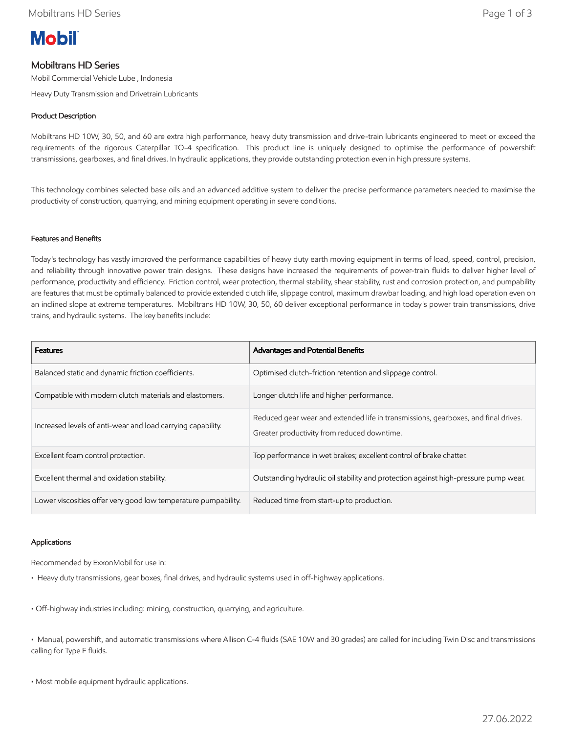Mobil

# Mobiltrans HD Series

Mobil Commercial Vehicle Lube , Indonesia

Heavy Duty Transmission and Drivetrain Lubricants

## Product Description

Mobiltrans HD 10W, 30, 50, and 60 are extra high performance, heavy duty transmission and drive-train lubricants engineered to meet or exceed the requirements of the rigorous Caterpillar TO-4 specification. This product line is uniquely designed to optimise the performance of powershift transmissions, gearboxes, and final drives. In hydraulic applications, they provide outstanding protection even in high pressure systems.

This technology combines selected base oils and an advanced additive system to deliver the precise performance parameters needed to maximise the productivity of construction, quarrying, and mining equipment operating in severe conditions.

## Features and Benefits

Today's technology has vastly improved the performance capabilities of heavy duty earth moving equipment in terms of load, speed, control, precision, and reliability through innovative power train designs. These designs have increased the requirements of power-train fluids to deliver higher level of performance, productivity and efficiency. Friction control, wear protection, thermal stability, shear stability, rust and corrosion protection, and pumpability are features that must be optimally balanced to provide extended clutch life, slippage control, maximum drawbar loading, and high load operation even on an inclined slope at extreme temperatures. Mobiltrans HD 10W, 30, 50, 60 deliver exceptional performance in today's power train transmissions, drive trains, and hydraulic systems. The key benefits include:

| Features | Advantages and Potential Benefits |
| --- | --- |
| Balanced static and dynamic friction coefficients. | Optimised clutch-friction retention and slippage control. |
| Compatible with modern clutch materials and elastomers. | Longer clutch life and higher performance. |
| Increased levels of anti-wear and load carrying capability. | Reduced gear wear and extended life in transmissions, gearboxes, and final drives. Greater productivity from reduced downtime. |
| Excellent foam control protection. | Top performance in wet brakes; excellent control of brake chatter. |
| Excellent thermal and oxidation stability. | Outstanding hydraulic oil stability and protection against high-pressure pump wear. |
| Lower viscosities offer very good low temperature pumpability. | Reduced time from start-up to production. |

## Applications

Recommended by ExxonMobil for use in:

- Heavy duty transmissions, gear boxes, final drives, and hydraulic systems used in off-highway applications.
- Off-highway industries including: mining, construction, quarrying, and agriculture.
- Manual, powershift, and automatic transmissions where Allison C-4 fluids (SAE 10W and 30 grades) are called for including Twin Disc and transmissions calling for Type F fluids.
- Most mobile equipment hydraulic applications.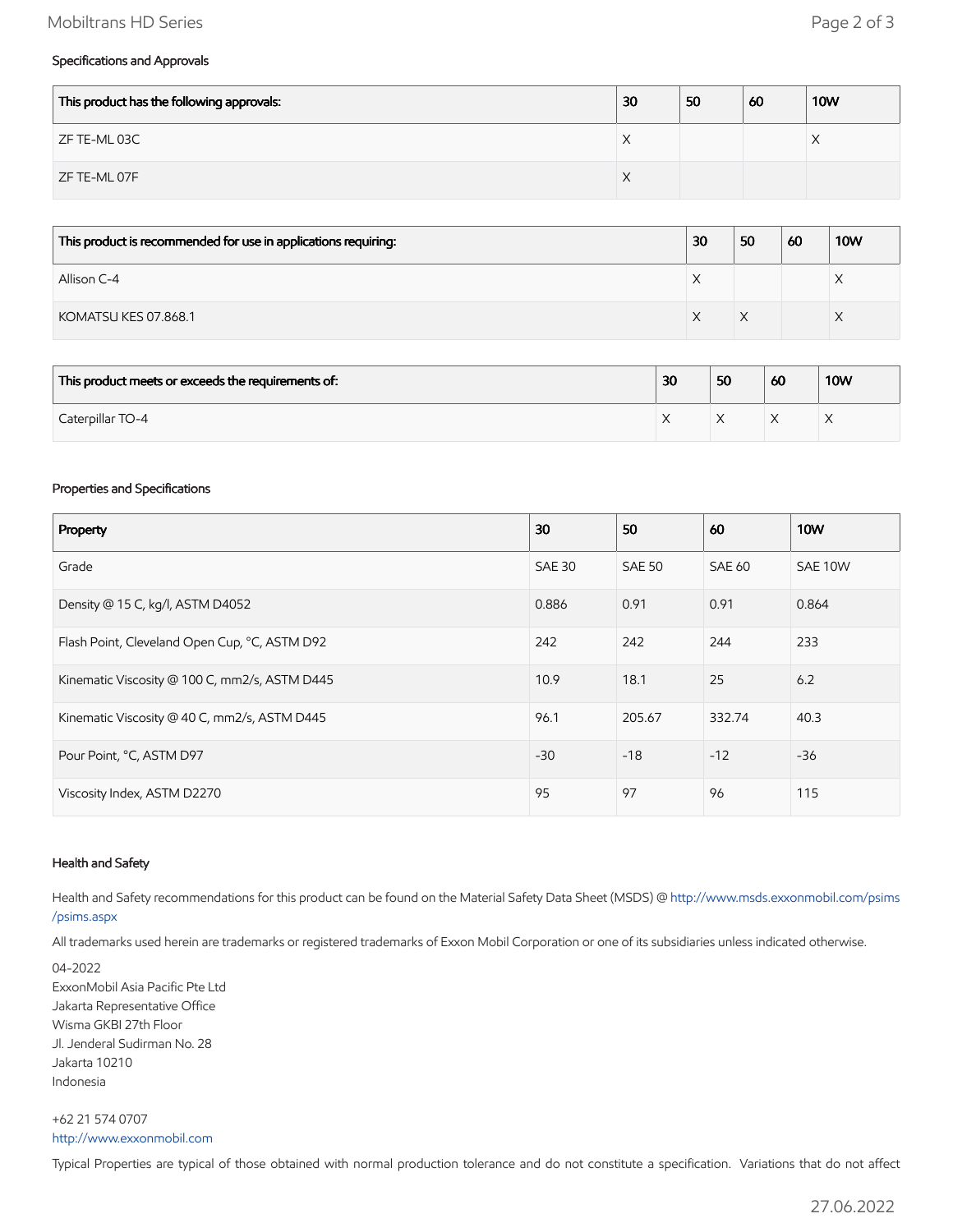### Specifications and Approvals

| This product has the following approvals: | 30 | 50 | 60 | 10W |
|---|---|---|---|---|
| ZF TE-ML 03C | X | | | X |
| ZF TE-ML 07F | X | | | |

| This product is recommended for use in applications requiring: | 30 | 50 | 60 | 10W |
|---|---|---|---|---|
| Allison C-4 | X | | | X |
| KOMATSU KES 07.868.1 | X | X | | X |

| This product meets or exceeds the requirements of: | 30 | 50 | 60 | 10W |
|---|---|---|---|---|
| Caterpillar TO-4 | X | X | X | X |

### Properties and Specifications

| Property | 30 | 50 | 60 | 10W |
|---|---|---|---|---|
| Grade | SAE 30 | SAE 50 | SAE 60 | SAE 10W |
| Density @ 15 C, kg/l, ASTM D4052 | 0.886 | 0.91 | 0.91 | 0.864 |
| Flash Point, Cleveland Open Cup, °C, ASTM D92 | 242 | 242 | 244 | 233 |
| Kinematic Viscosity @ 100 C, mm2/s, ASTM D445 | 10.9 | 18.1 | 25 | 6.2 |
| Kinematic Viscosity @ 40 C, mm2/s, ASTM D445 | 96.1 | 205.67 | 332.74 | 40.3 |
| Pour Point, °C, ASTM D97 | -30 | -18 | -12 | -36 |
| Viscosity Index, ASTM D2270 | 95 | 97 | 96 | 115 |

### Health and Safety

Health and Safety recommendations for this product can be found on the Material Safety Data Sheet (MSDS) @ http://www.msds.exxonmobil.com/psims/psims.aspx

All trademarks used herein are trademarks or registered trademarks of Exxon Mobil Corporation or one of its subsidiaries unless indicated otherwise.

04-2022
ExxonMobil Asia Pacific Pte Ltd
Jakarta Representative Office
Wisma GKBI 27th Floor
Jl. Jenderal Sudirman No. 28
Jakarta 10210
Indonesia

+62 21 574 0707
http://www.exxonmobil.com

Typical Properties are typical of those obtained with normal production tolerance and do not constitute a specification. Variations that do not affect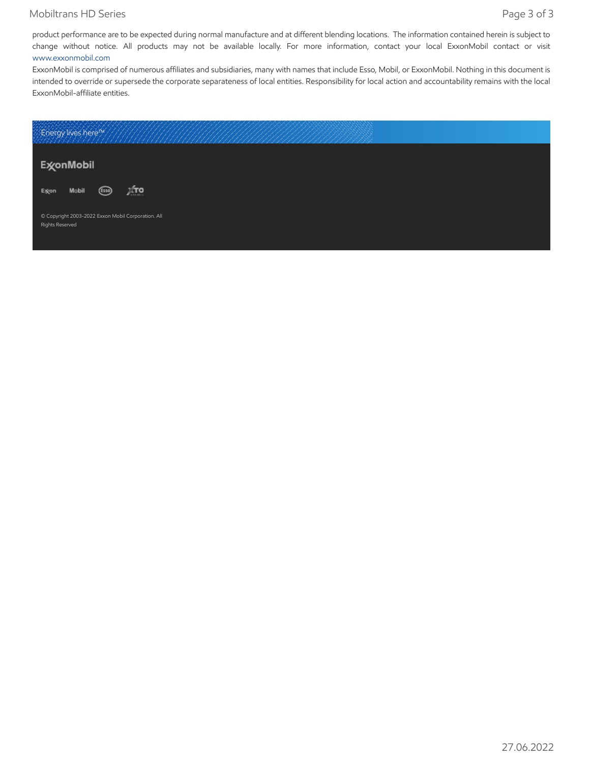product performance are to be expected during normal manufacture and at different blending locations. The information contained herein is subject to change without notice. All products may not be available locally. For more information, contact your local ExxonMobil contact or visit www.exxonmobil.com

ExxonMobil is comprised of numerous affiliates and subsidiaries, many with names that include Esso, Mobil, or ExxonMobil. Nothing in this document is intended to override or supersede the corporate separateness of local entities. Responsibility for local action and accountability remains with the local ExxonMobil-affiliate entities.

Energy lives here™

ExxonMobil

Exxon Mobil Esso XTO

© Copyright 2003-2022 Exxon Mobil Corporation. All Rights Reserved

27.06.2022